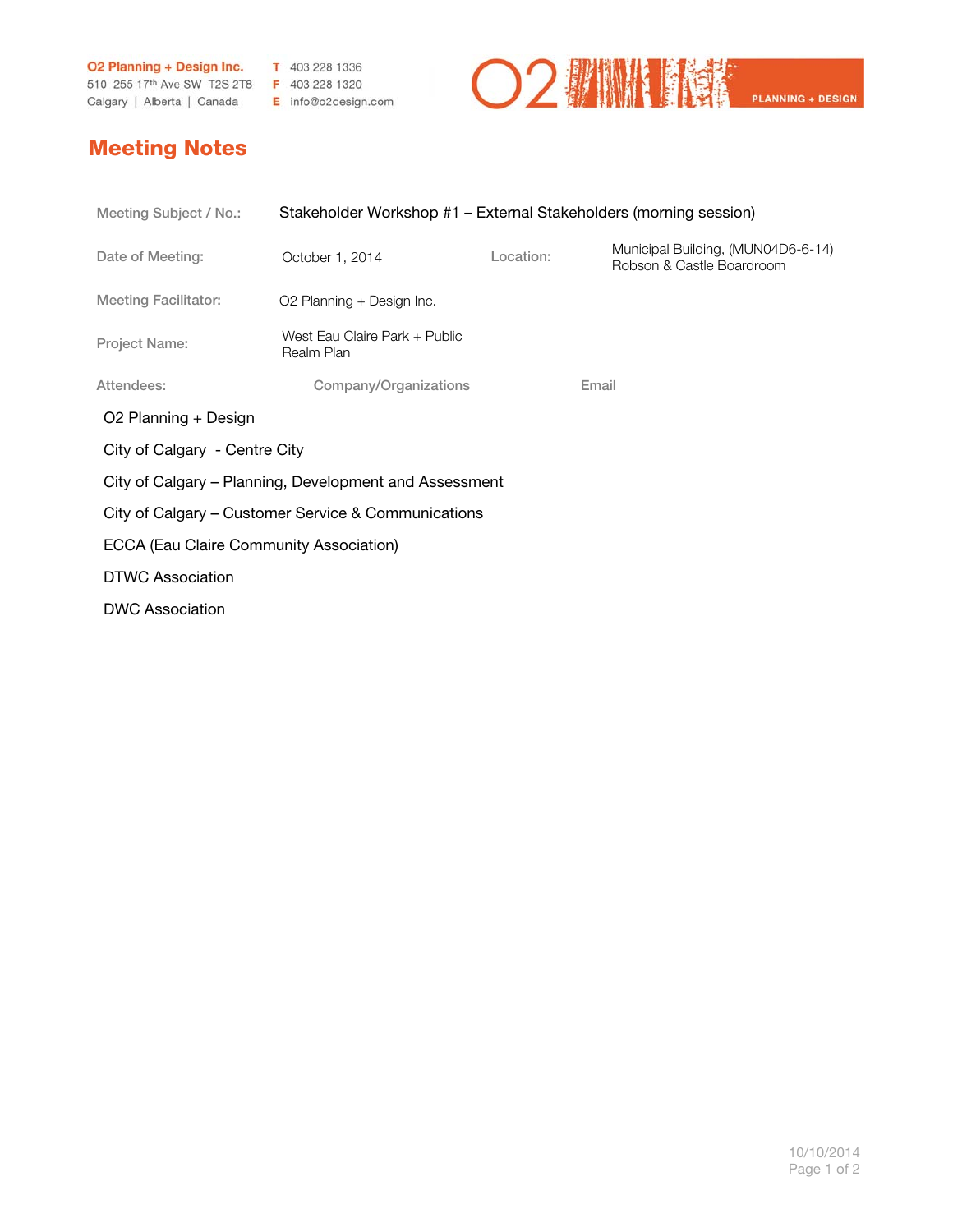O2 Planning + Design Inc.
510 255 17th Ave SW T2S 2T8
Calgary | Alberta | Canada

T 403 228 1336
F 403 228 1320
E info@o2design.com

# Meeting Notes

| | | | |
|---|---|---|---|
| Meeting Subject / No.: | Stakeholder Workshop #1 – External Stakeholders (morning session) | | |
| Date of Meeting: | October 1, 2014 | Location: | Municipal Building, (MUN04D6-6-14) Robson & Castle Boardroom |
| Meeting Facilitator: | O2 Planning + Design Inc. | | |
| Project Name: | West Eau Claire Park + Public Realm Plan | | |

| Attendees: | Company/Organizations | Email |
|---|---|---|
| | O2 Planning + Design | |
| | City of Calgary - Centre City | |
| | City of Calgary – Planning, Development and Assessment | |
| | City of Calgary – Customer Service & Communications | |
| | ECCA (Eau Claire Community Association) | |
| | DTWC Association | |
| | DWC Association | |

10/10/2014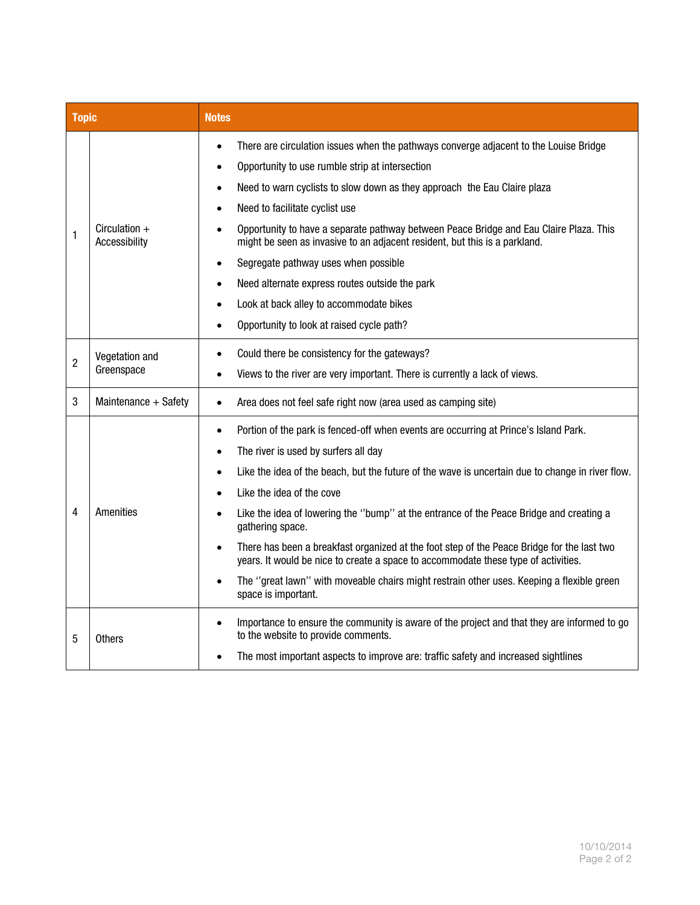| Topic | | Notes |
|---|---|---|
| 1 | Circulation + Accessibility | • There are circulation issues when the pathways converge adjacent to the Louise Bridge<br>• Opportunity to use rumble strip at intersection<br>• Need to warn cyclists to slow down as they approach the Eau Claire plaza<br>• Need to facilitate cyclist use<br>• Opportunity to have a separate pathway between Peace Bridge and Eau Claire Plaza. This might be seen as invasive to an adjacent resident, but this is a parkland.<br>• Segregate pathway uses when possible<br>• Need alternate express routes outside the park<br>• Look at back alley to accommodate bikes<br>• Opportunity to look at raised cycle path? |
| 2 | Vegetation and Greenspace | • Could there be consistency for the gateways?<br>• Views to the river are very important. There is currently a lack of views. |
| 3 | Maintenance + Safety | • Area does not feel safe right now (area used as camping site) |
| 4 | Amenities | • Portion of the park is fenced-off when events are occurring at Prince's Island Park.<br>• The river is used by surfers all day<br>• Like the idea of the beach, but the future of the wave is uncertain due to change in river flow.<br>• Like the idea of the cove<br>• Like the idea of lowering the ''bump'' at the entrance of the Peace Bridge and creating a gathering space.<br>• There has been a breakfast organized at the foot step of the Peace Bridge for the last two years. It would be nice to create a space to accommodate these type of activities.<br>• The ''great lawn'' with moveable chairs might restrain other uses. Keeping a flexible green space is important. |
| 5 | Others | • Importance to ensure the community is aware of the project and that they are informed to go to the website to provide comments.<br>• The most important aspects to improve are: traffic safety and increased sightlines |

10/10/2014